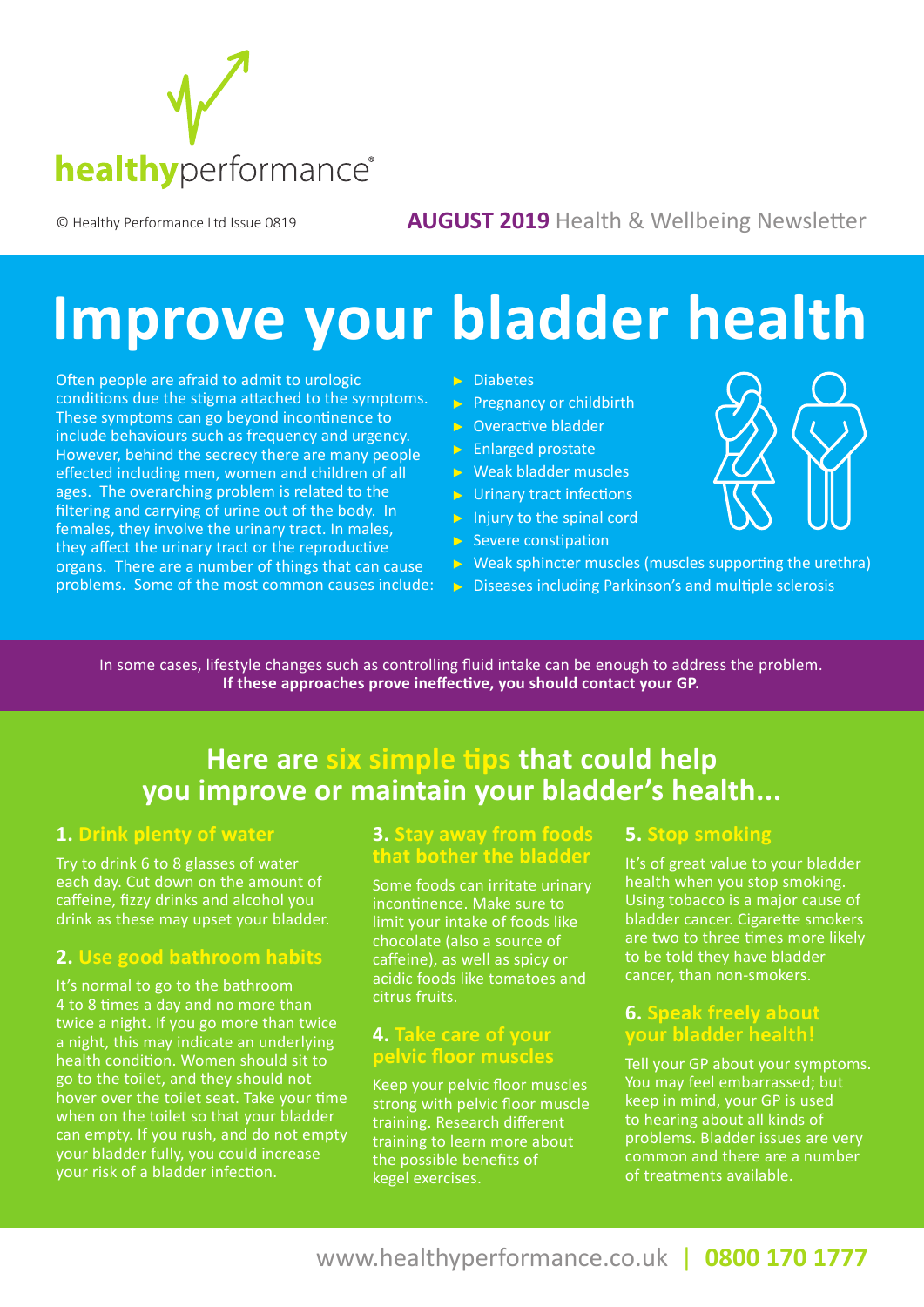healthyperformance®

© Healthy Performance Ltd Issue 0819

**AUGUST 2019** Health & Wellbeing Newsletter

# Improve your bladder health

Often people are afraid to admit to urologic conditions due the stigma attached to the symptoms. These symptoms can go beyond incontinence to include behaviours such as frequency and urgency. However, behind the secrecy there are many people effected including men, women and children of all ages. The overarching problem is related to the filtering and carrying of urine out of the body. In females, they involve the urinary tract. In males, they affect the urinary tract or the reproductive organs. There are a number of things that can cause problems. Some of the most common causes include:

- Diabetes
- Pregnancy or childbirth
- Overactive bladder
- Enlarged prostate
- Weak bladder muscles
- Urinary tract infections
- Injury to the spinal cord
- Severe constipation
- Weak sphincter muscles (muscles supporting the urethra)
- Diseases including Parkinson's and multiple sclerosis

In some cases, lifestyle changes such as controlling fluid intake can be enough to address the problem.
**If these approaches prove ineffective, you should contact your GP.**

## Here are six simple tips that could help you improve or maintain your bladder's health...

### 1. Drink plenty of water

Try to drink 6 to 8 glasses of water each day. Cut down on the amount of caffeine, fizzy drinks and alcohol you drink as these may upset your bladder.

### 2. Use good bathroom habits

It's normal to go to the bathroom 4 to 8 times a day and no more than twice a night. If you go more than twice a night, this may indicate an underlying health condition. Women should sit to go to the toilet, and they should not hover over the toilet seat. Take your time when on the toilet so that your bladder can empty. If you rush, and do not empty your bladder fully, you could increase your risk of a bladder infection.

### 3. Stay away from foods that bother the bladder

Some foods can irritate urinary incontinence. Make sure to limit your intake of foods like chocolate (also a source of caffeine), as well as spicy or acidic foods like tomatoes and citrus fruits.

### 4. Take care of your pelvic floor muscles

Keep your pelvic floor muscles strong with pelvic floor muscle training. Research different training to learn more about the possible benefits of kegel exercises.

### 5. Stop smoking

It's of great value to your bladder health when you stop smoking. Using tobacco is a major cause of bladder cancer. Cigarette smokers are two to three times more likely to be told they have bladder cancer, than non-smokers.

### 6. Speak freely about your bladder health!

Tell your GP about your symptoms. You may feel embarrassed; but keep in mind, your GP is used to hearing about all kinds of problems. Bladder issues are very common and there are a number of treatments available.

www.healthyperformance.co.uk | **0800 170 1777**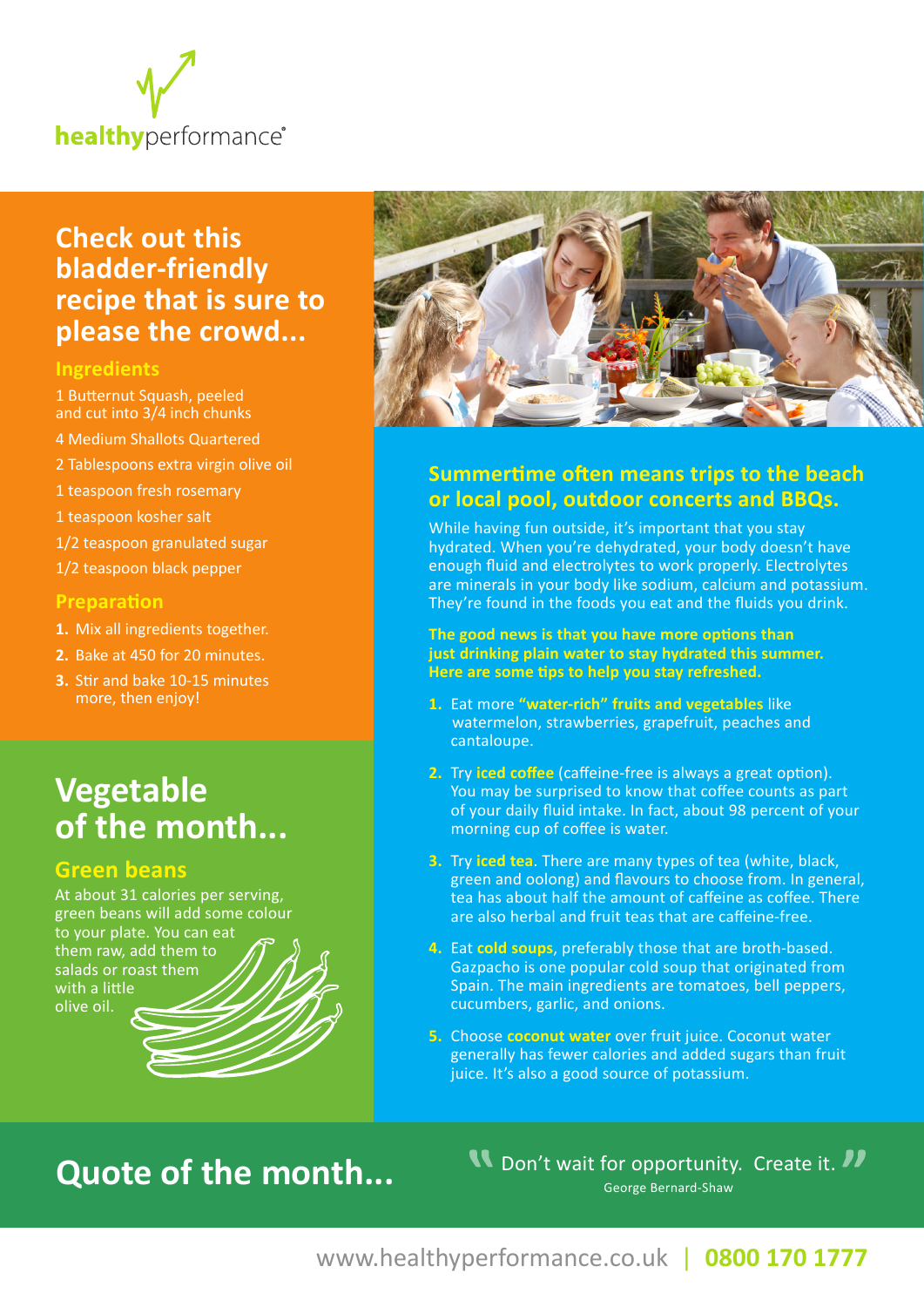healthyperformance®

## Check out this bladder-friendly recipe that is sure to please the crowd...

### Ingredients

- 1 Butternut Squash, peeled and cut into 3/4 inch chunks
- 4 Medium Shallots Quartered
- 2 Tablespoons extra virgin olive oil
- 1 teaspoon fresh rosemary
- 1 teaspoon kosher salt
- 1/2 teaspoon granulated sugar
- 1/2 teaspoon black pepper

### Preparation

1. Mix all ingredients together.
2. Bake at 450 for 20 minutes.
3. Stir and bake 10-15 minutes more, then enjoy!

## Vegetable of the month...

### Green beans

At about 31 calories per serving, green beans will add some colour to your plate. You can eat them raw, add them to salads or roast them with a little olive oil.

## Summertime often means trips to the beach or local pool, outdoor concerts and BBQs.

While having fun outside, it's important that you stay hydrated. When you're dehydrated, your body doesn't have enough fluid and electrolytes to work properly. Electrolytes are minerals in your body like sodium, calcium and potassium. They're found in the foods you eat and the fluids you drink.

**The good news is that you have more options than just drinking plain water to stay hydrated this summer. Here are some tips to help you stay refreshed.**

1. Eat more **"water-rich" fruits and vegetables** like watermelon, strawberries, grapefruit, peaches and cantaloupe.
2. Try **iced coffee** (caffeine-free is always a great option). You may be surprised to know that coffee counts as part of your daily fluid intake. In fact, about 98 percent of your morning cup of coffee is water.
3. Try **iced tea**. There are many types of tea (white, black, green and oolong) and flavours to choose from. In general, tea has about half the amount of caffeine as coffee. There are also herbal and fruit teas that are caffeine-free.
4. Eat **cold soups**, preferably those that are broth-based. Gazpacho is one popular cold soup that originated from Spain. The main ingredients are tomatoes, bell peppers, cucumbers, garlic, and onions.
5. Choose **coconut water** over fruit juice. Coconut water generally has fewer calories and added sugars than fruit juice. It's also a good source of potassium.

## Quote of the month...

"Don't wait for opportunity. Create it."

George Bernard-Shaw

www.healthyperformance.co.uk | 0800 170 1777